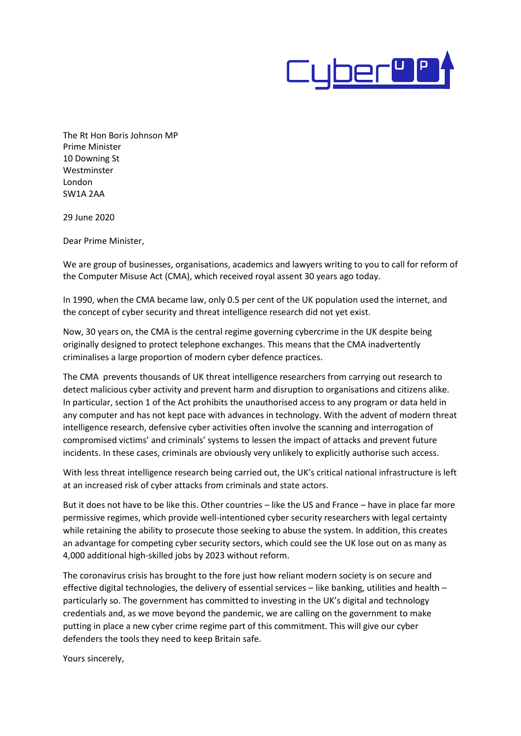CyberUP

The Rt Hon Boris Johnson MP
Prime Minister
10 Downing St
Westminster
London
SW1A 2AA

29 June 2020

Dear Prime Minister,

We are group of businesses, organisations, academics and lawyers writing to you to call for reform of the Computer Misuse Act (CMA), which received royal assent 30 years ago today.

In 1990, when the CMA became law, only 0.5 per cent of the UK population used the internet, and the concept of cyber security and threat intelligence research did not yet exist.

Now, 30 years on, the CMA is the central regime governing cybercrime in the UK despite being originally designed to protect telephone exchanges. This means that the CMA inadvertently criminalises a large proportion of modern cyber defence practices.

The CMA prevents thousands of UK threat intelligence researchers from carrying out research to detect malicious cyber activity and prevent harm and disruption to organisations and citizens alike. In particular, section 1 of the Act prohibits the unauthorised access to any program or data held in any computer and has not kept pace with advances in technology. With the advent of modern threat intelligence research, defensive cyber activities often involve the scanning and interrogation of compromised victims' and criminals' systems to lessen the impact of attacks and prevent future incidents. In these cases, criminals are obviously very unlikely to explicitly authorise such access.

With less threat intelligence research being carried out, the UK's critical national infrastructure is left at an increased risk of cyber attacks from criminals and state actors.

But it does not have to be like this. Other countries – like the US and France – have in place far more permissive regimes, which provide well-intentioned cyber security researchers with legal certainty while retaining the ability to prosecute those seeking to abuse the system. In addition, this creates an advantage for competing cyber security sectors, which could see the UK lose out on as many as 4,000 additional high-skilled jobs by 2023 without reform.

The coronavirus crisis has brought to the fore just how reliant modern society is on secure and effective digital technologies, the delivery of essential services – like banking, utilities and health – particularly so. The government has committed to investing in the UK's digital and technology credentials and, as we move beyond the pandemic, we are calling on the government to make putting in place a new cyber crime regime part of this commitment. This will give our cyber defenders the tools they need to keep Britain safe.

Yours sincerely,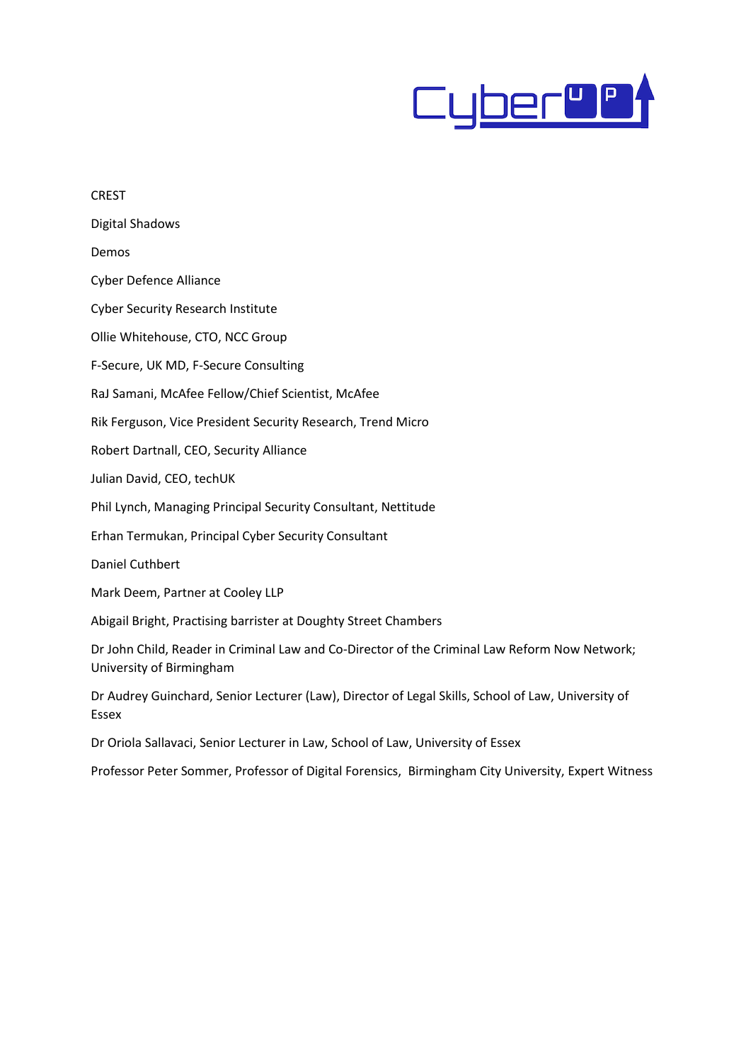CREST

Digital Shadows

Demos

Cyber Defence Alliance

Cyber Security Research Institute

Ollie Whitehouse, CTO, NCC Group

F-Secure, UK MD, F-Secure Consulting

RaJ Samani, McAfee Fellow/Chief Scientist, McAfee

Rik Ferguson, Vice President Security Research, Trend Micro

Robert Dartnall, CEO, Security Alliance

Julian David, CEO, techUK

Phil Lynch, Managing Principal Security Consultant, Nettitude

Erhan Termukan, Principal Cyber Security Consultant

Daniel Cuthbert

Mark Deem, Partner at Cooley LLP

Abigail Bright, Practising barrister at Doughty Street Chambers

Dr John Child, Reader in Criminal Law and Co-Director of the Criminal Law Reform Now Network; University of Birmingham

Dr Audrey Guinchard, Senior Lecturer (Law), Director of Legal Skills, School of Law, University of Essex

Dr Oriola Sallavaci, Senior Lecturer in Law, School of Law, University of Essex

Professor Peter Sommer, Professor of Digital Forensics, Birmingham City University, Expert Witness